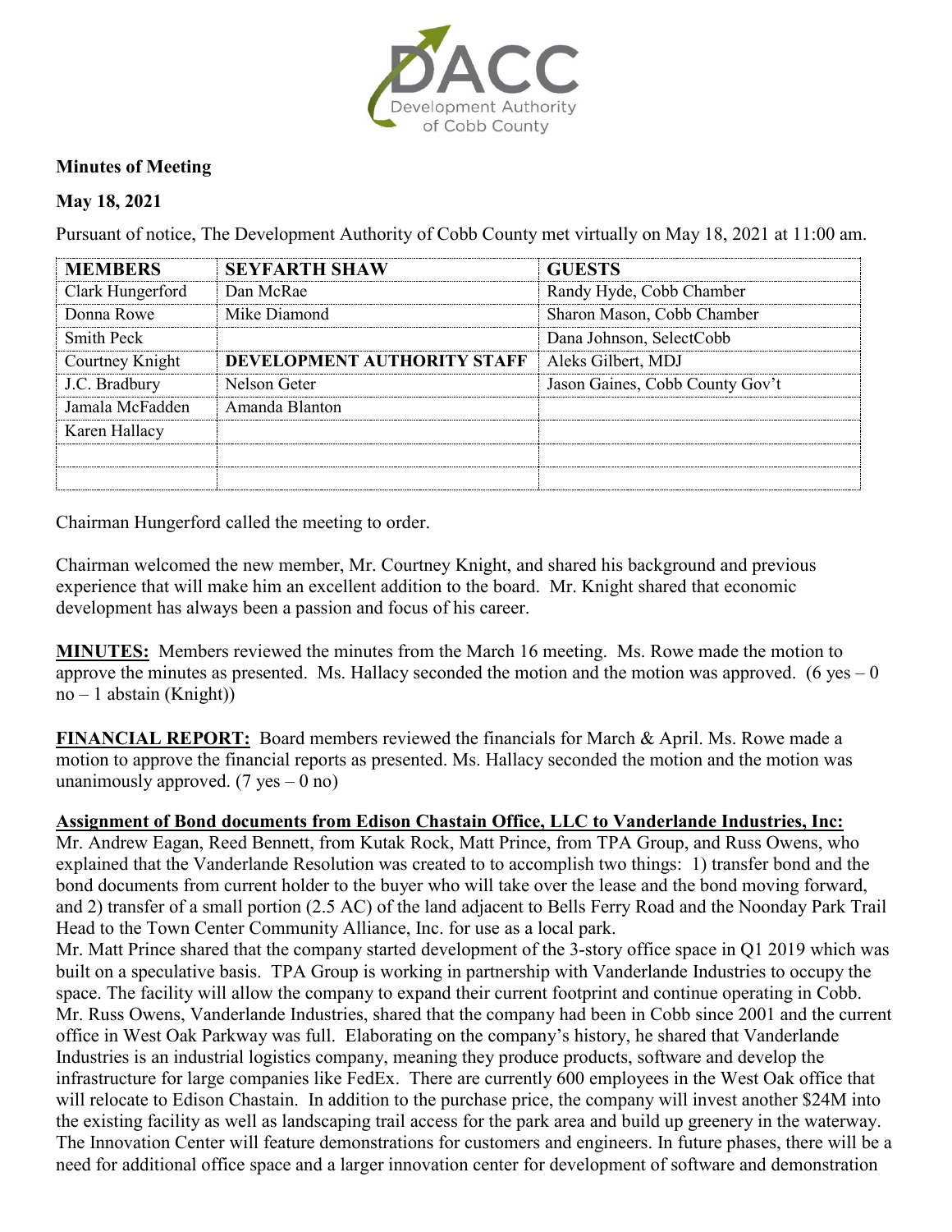**Minutes of Meeting**

**May 18, 2021**

Pursuant of notice, The Development Authority of Cobb County met virtually on May 18, 2021 at 11:00 am.

| MEMBERS | SEYFARTH SHAW | GUESTS |
|---|---|---|
| Clark Hungerford | Dan McRae | Randy Hyde, Cobb Chamber |
| Donna Rowe | Mike Diamond | Sharon Mason, Cobb Chamber |
| Smith Peck | | Dana Johnson, SelectCobb |
| Courtney Knight | **DEVELOPMENT AUTHORITY STAFF** | Aleks Gilbert, MDJ |
| J.C. Bradbury | Nelson Geter | Jason Gaines, Cobb County Gov't |
| Jamala McFadden | Amanda Blanton | |
| Karen Hallacy | | |
| | | |
| | | |

Chairman Hungerford called the meeting to order.

Chairman welcomed the new member, Mr. Courtney Knight, and shared his background and previous experience that will make him an excellent addition to the board. Mr. Knight shared that economic development has always been a passion and focus of his career.

**MINUTES:** Members reviewed the minutes from the March 16 meeting. Ms. Rowe made the motion to approve the minutes as presented. Ms. Hallacy seconded the motion and the motion was approved. (6 yes – 0 no – 1 abstain (Knight))

**FINANCIAL REPORT:** Board members reviewed the financials for March & April. Ms. Rowe made a motion to approve the financial reports as presented. Ms. Hallacy seconded the motion and the motion was unanimously approved. (7 yes – 0 no)

**Assignment of Bond documents from Edison Chastain Office, LLC to Vanderlande Industries, Inc:**

Mr. Andrew Eagan, Reed Bennett, from Kutak Rock, Matt Prince, from TPA Group, and Russ Owens, who explained that the Vanderlande Resolution was created to to accomplish two things: 1) transfer bond and the bond documents from current holder to the buyer who will take over the lease and the bond moving forward, and 2) transfer of a small portion (2.5 AC) of the land adjacent to Bells Ferry Road and the Noonday Park Trail Head to the Town Center Community Alliance, Inc. for use as a local park.

Mr. Matt Prince shared that the company started development of the 3-story office space in Q1 2019 which was built on a speculative basis. TPA Group is working in partnership with Vanderlande Industries to occupy the space. The facility will allow the company to expand their current footprint and continue operating in Cobb. Mr. Russ Owens, Vanderlande Industries, shared that the company had been in Cobb since 2001 and the current office in West Oak Parkway was full. Elaborating on the company's history, he shared that Vanderlande Industries is an industrial logistics company, meaning they produce products, software and develop the infrastructure for large companies like FedEx. There are currently 600 employees in the West Oak office that will relocate to Edison Chastain. In addition to the purchase price, the company will invest another $24M into the existing facility as well as landscaping trail access for the park area and build up greenery in the waterway. The Innovation Center will feature demonstrations for customers and engineers. In future phases, there will be a need for additional office space and a larger innovation center for development of software and demonstration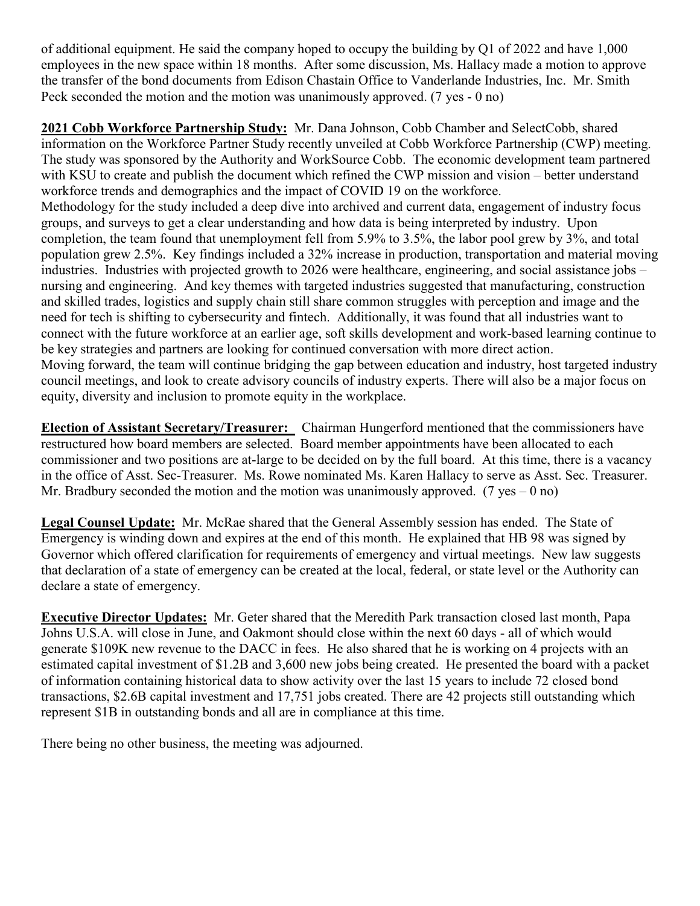of additional equipment. He said the company hoped to occupy the building by Q1 of 2022 and have 1,000 employees in the new space within 18 months. After some discussion, Ms. Hallacy made a motion to approve the transfer of the bond documents from Edison Chastain Office to Vanderlande Industries, Inc. Mr. Smith Peck seconded the motion and the motion was unanimously approved. (7 yes - 0 no)

**2021 Cobb Workforce Partnership Study:** Mr. Dana Johnson, Cobb Chamber and SelectCobb, shared information on the Workforce Partner Study recently unveiled at Cobb Workforce Partnership (CWP) meeting. The study was sponsored by the Authority and WorkSource Cobb. The economic development team partnered with KSU to create and publish the document which refined the CWP mission and vision – better understand workforce trends and demographics and the impact of COVID 19 on the workforce.
Methodology for the study included a deep dive into archived and current data, engagement of industry focus groups, and surveys to get a clear understanding and how data is being interpreted by industry. Upon completion, the team found that unemployment fell from 5.9% to 3.5%, the labor pool grew by 3%, and total population grew 2.5%. Key findings included a 32% increase in production, transportation and material moving industries. Industries with projected growth to 2026 were healthcare, engineering, and social assistance jobs – nursing and engineering. And key themes with targeted industries suggested that manufacturing, construction and skilled trades, logistics and supply chain still share common struggles with perception and image and the need for tech is shifting to cybersecurity and fintech. Additionally, it was found that all industries want to connect with the future workforce at an earlier age, soft skills development and work-based learning continue to be key strategies and partners are looking for continued conversation with more direct action.
Moving forward, the team will continue bridging the gap between education and industry, host targeted industry council meetings, and look to create advisory councils of industry experts. There will also be a major focus on equity, diversity and inclusion to promote equity in the workplace.

**Election of Assistant Secretary/Treasurer:** Chairman Hungerford mentioned that the commissioners have restructured how board members are selected. Board member appointments have been allocated to each commissioner and two positions are at-large to be decided on by the full board. At this time, there is a vacancy in the office of Asst. Sec-Treasurer. Ms. Rowe nominated Ms. Karen Hallacy to serve as Asst. Sec. Treasurer. Mr. Bradbury seconded the motion and the motion was unanimously approved. (7 yes – 0 no)

**Legal Counsel Update:** Mr. McRae shared that the General Assembly session has ended. The State of Emergency is winding down and expires at the end of this month. He explained that HB 98 was signed by Governor which offered clarification for requirements of emergency and virtual meetings. New law suggests that declaration of a state of emergency can be created at the local, federal, or state level or the Authority can declare a state of emergency.

**Executive Director Updates:** Mr. Geter shared that the Meredith Park transaction closed last month, Papa Johns U.S.A. will close in June, and Oakmont should close within the next 60 days - all of which would generate $109K new revenue to the DACC in fees. He also shared that he is working on 4 projects with an estimated capital investment of $1.2B and 3,600 new jobs being created. He presented the board with a packet of information containing historical data to show activity over the last 15 years to include 72 closed bond transactions, $2.6B capital investment and 17,751 jobs created. There are 42 projects still outstanding which represent $1B in outstanding bonds and all are in compliance at this time.

There being no other business, the meeting was adjourned.